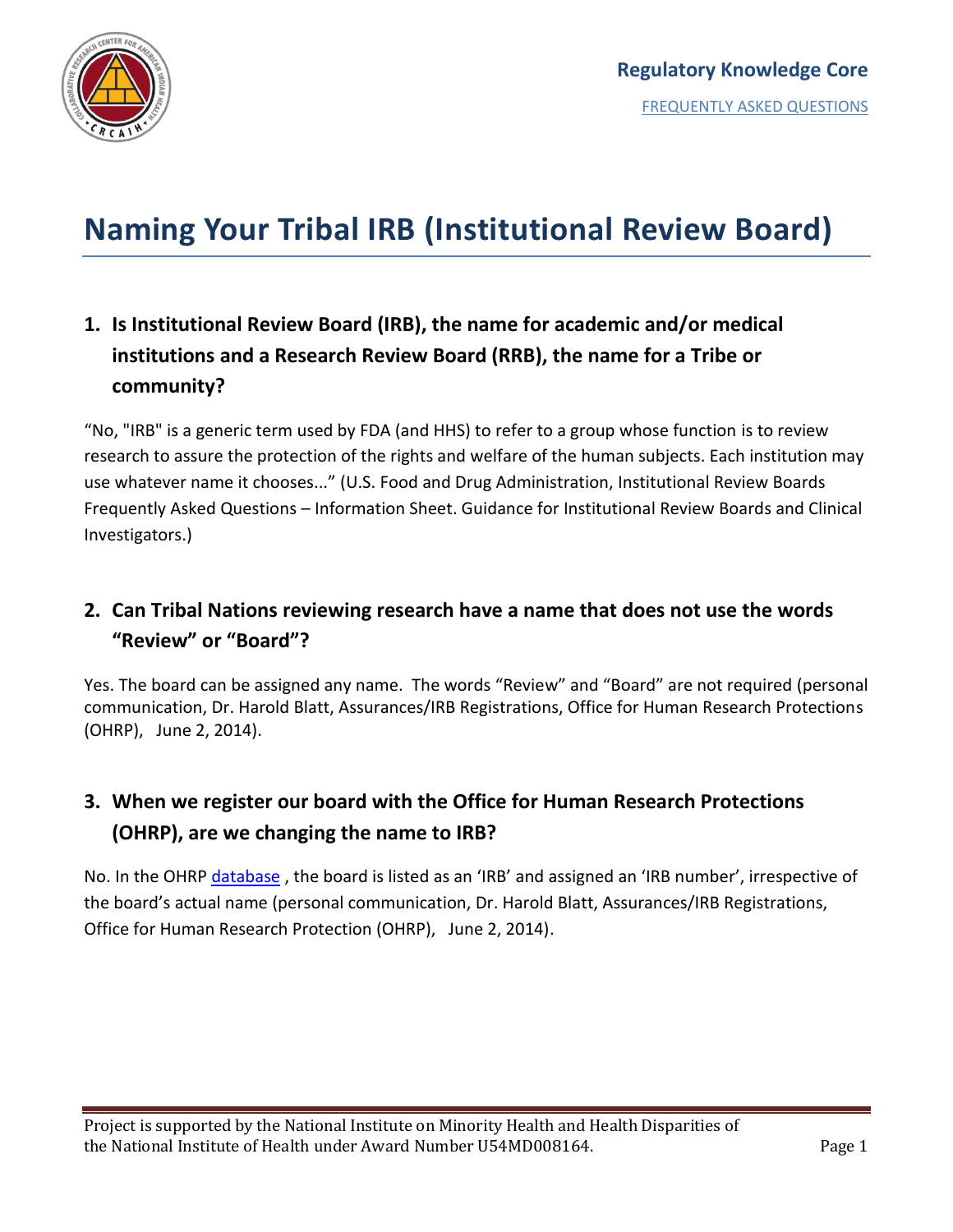Regulatory Knowledge Core

FREQUENTLY ASKED QUESTIONS

# Naming Your Tribal IRB (Institutional Review Board)

## 1. Is Institutional Review Board (IRB), the name for academic and/or medical institutions and a Research Review Board (RRB), the name for a Tribe or community?

"No, "IRB" is a generic term used by FDA (and HHS) to refer to a group whose function is to review research to assure the protection of the rights and welfare of the human subjects. Each institution may use whatever name it chooses..." (U.S. Food and Drug Administration, Institutional Review Boards Frequently Asked Questions – Information Sheet. Guidance for Institutional Review Boards and Clinical Investigators.)

## 2. Can Tribal Nations reviewing research have a name that does not use the words "Review" or "Board"?

Yes. The board can be assigned any name. The words "Review" and "Board" are not required (personal communication, Dr. Harold Blatt, Assurances/IRB Registrations, Office for Human Research Protections (OHRP), June 2, 2014).

## 3. When we register our board with the Office for Human Research Protections (OHRP), are we changing the name to IRB?

No. In the OHRP database , the board is listed as an 'IRB' and assigned an 'IRB number', irrespective of the board's actual name (personal communication, Dr. Harold Blatt, Assurances/IRB Registrations, Office for Human Research Protection (OHRP), June 2, 2014).

Project is supported by the National Institute on Minority Health and Health Disparities of the National Institute of Health under Award Number U54MD008164.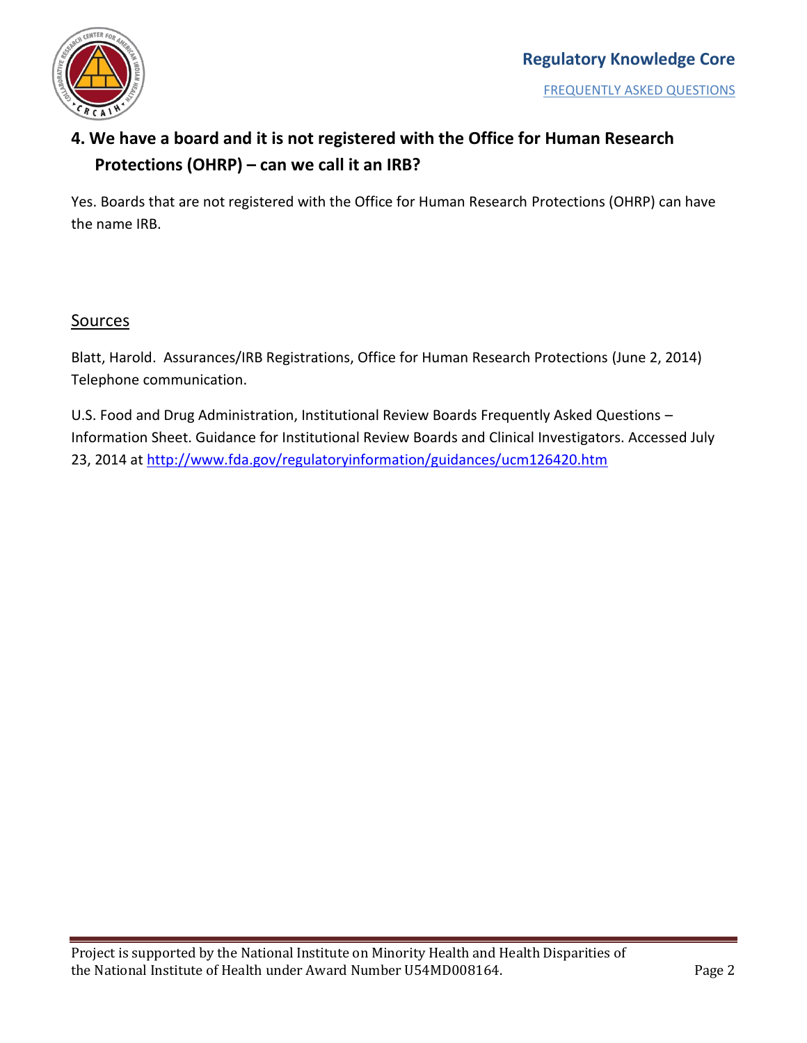## 4. We have a board and it is not registered with the Office for Human Research Protections (OHRP) – can we call it an IRB?

Yes. Boards that are not registered with the Office for Human Research Protections (OHRP) can have the name IRB.

### Sources

Blatt, Harold. Assurances/IRB Registrations, Office for Human Research Protections (June 2, 2014) Telephone communication.

U.S. Food and Drug Administration, Institutional Review Boards Frequently Asked Questions – Information Sheet. Guidance for Institutional Review Boards and Clinical Investigators. Accessed July 23, 2014 at http://www.fda.gov/regulatoryinformation/guidances/ucm126420.htm

Project is supported by the National Institute on Minority Health and Health Disparities of the National Institute of Health under Award Number U54MD008164.